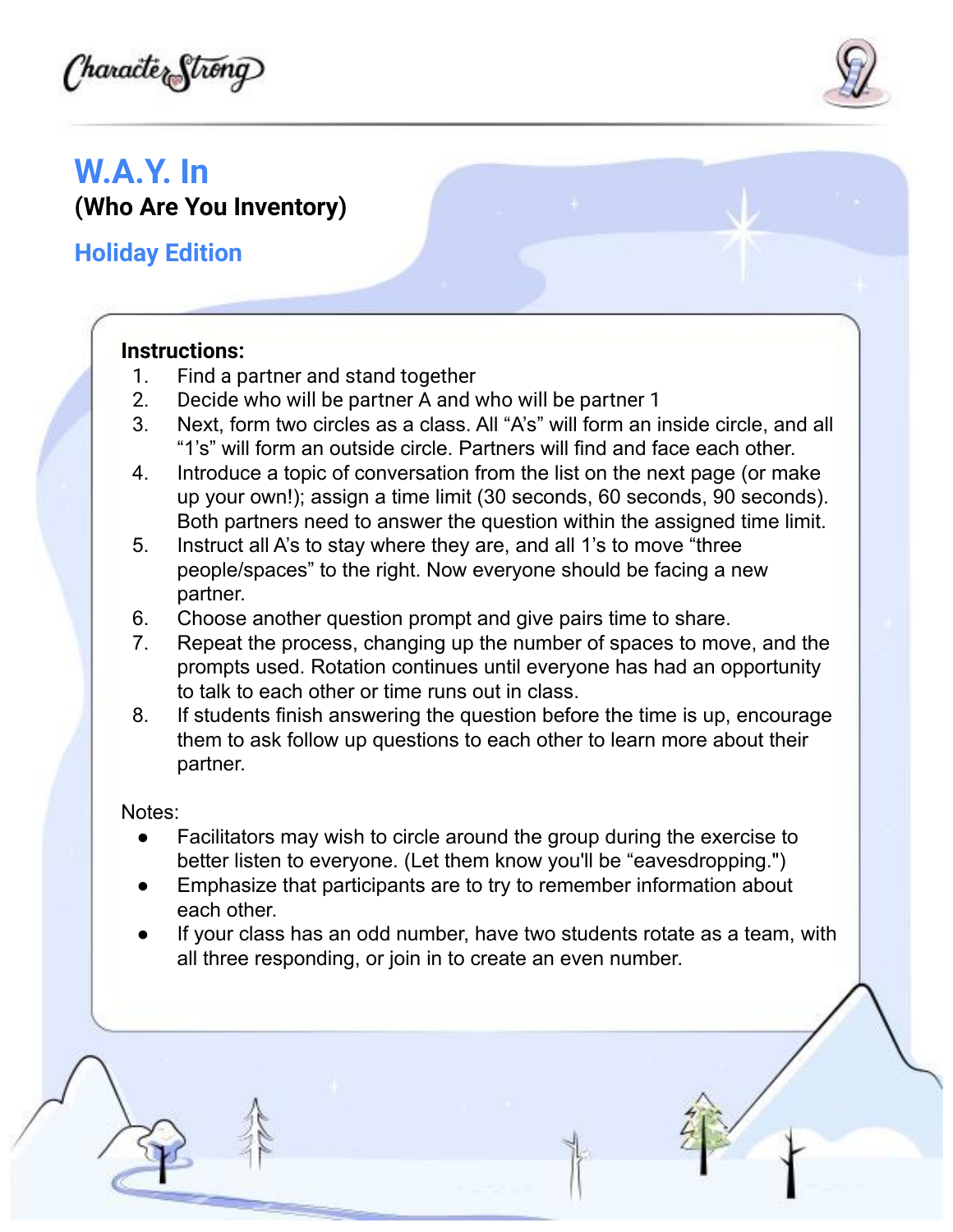# W.A.Y. In

**(Who Are You Inventory)**

## Holiday Edition

**Instructions:**

1. Find a partner and stand together
2. Decide who will be partner A and who will be partner 1
3. Next, form two circles as a class. All "A's" will form an inside circle, and all "1's" will form an outside circle. Partners will find and face each other.
4. Introduce a topic of conversation from the list on the next page (or make up your own!); assign a time limit (30 seconds, 60 seconds, 90 seconds). Both partners need to answer the question within the assigned time limit.
5. Instruct all A's to stay where they are, and all 1's to move "three people/spaces" to the right. Now everyone should be facing a new partner.
6. Choose another question prompt and give pairs time to share.
7. Repeat the process, changing up the number of spaces to move, and the prompts used. Rotation continues until everyone has had an opportunity to talk to each other or time runs out in class.
8. If students finish answering the question before the time is up, encourage them to ask follow up questions to each other to learn more about their partner.

Notes:

- Facilitators may wish to circle around the group during the exercise to better listen to everyone. (Let them know you'll be "eavesdropping.")
- Emphasize that participants are to try to remember information about each other.
- If your class has an odd number, have two students rotate as a team, with all three responding, or join in to create an even number.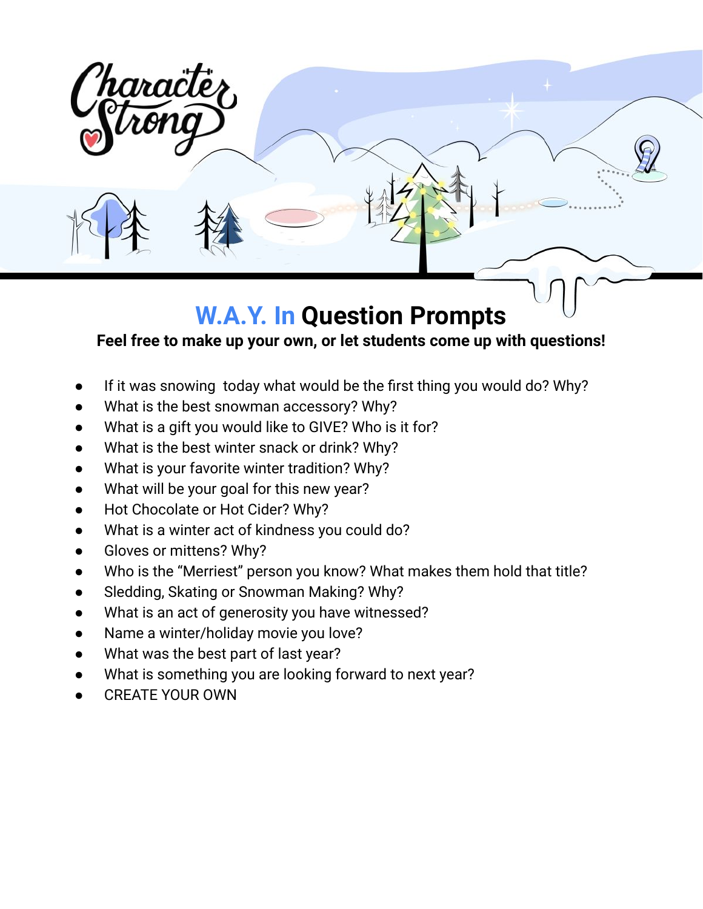# W.A.Y. In Question Prompts

**Feel free to make up your own, or let students come up with questions!**

- If it was snowing  today what would be the first thing you would do? Why?
- What is the best snowman accessory? Why?
- What is a gift you would like to GIVE? Who is it for?
- What is the best winter snack or drink? Why?
- What is your favorite winter tradition? Why?
- What will be your goal for this new year?
- Hot Chocolate or Hot Cider? Why?
- What is a winter act of kindness you could do?
- Gloves or mittens? Why?
- Who is the “Merriest” person you know? What makes them hold that title?
- Sledding, Skating or Snowman Making? Why?
- What is an act of generosity you have witnessed?
- Name a winter/holiday movie you love?
- What was the best part of last year?
- What is something you are looking forward to next year?
- CREATE YOUR OWN